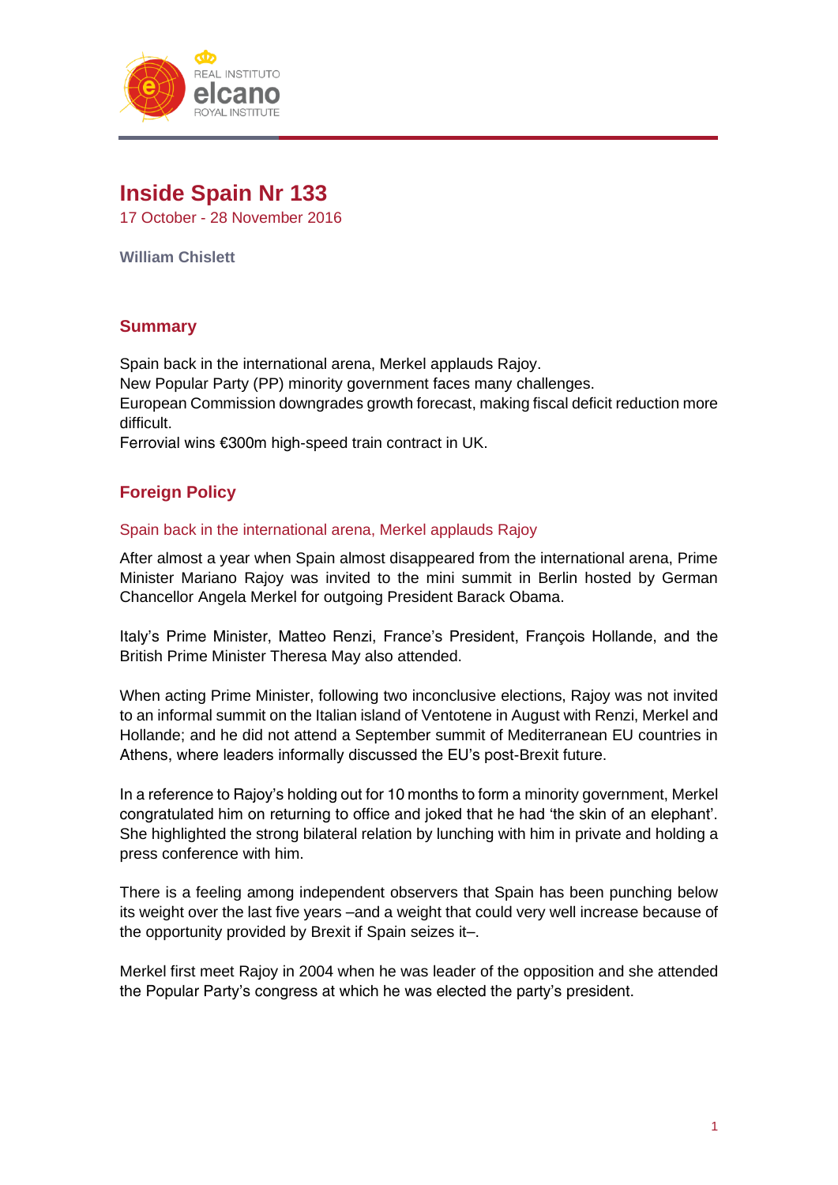# Inside Spain Nr 133

17 October - 28 November 2016

**William Chislett**

## Summary

Spain back in the international arena, Merkel applauds Rajoy.
New Popular Party (PP) minority government faces many challenges.
European Commission downgrades growth forecast, making fiscal deficit reduction more difficult.
Ferrovial wins €300m high-speed train contract in UK.

## Foreign Policy

### Spain back in the international arena, Merkel applauds Rajoy

After almost a year when Spain almost disappeared from the international arena, Prime Minister Mariano Rajoy was invited to the mini summit in Berlin hosted by German Chancellor Angela Merkel for outgoing President Barack Obama.

Italy's Prime Minister, Matteo Renzi, France's President, François Hollande, and the British Prime Minister Theresa May also attended.

When acting Prime Minister, following two inconclusive elections, Rajoy was not invited to an informal summit on the Italian island of Ventotene in August with Renzi, Merkel and Hollande; and he did not attend a September summit of Mediterranean EU countries in Athens, where leaders informally discussed the EU's post-Brexit future.

In a reference to Rajoy's holding out for 10 months to form a minority government, Merkel congratulated him on returning to office and joked that he had 'the skin of an elephant'. She highlighted the strong bilateral relation by lunching with him in private and holding a press conference with him.

There is a feeling among independent observers that Spain has been punching below its weight over the last five years –and a weight that could very well increase because of the opportunity provided by Brexit if Spain seizes it–.

Merkel first meet Rajoy in 2004 when he was leader of the opposition and she attended the Popular Party's congress at which he was elected the party's president.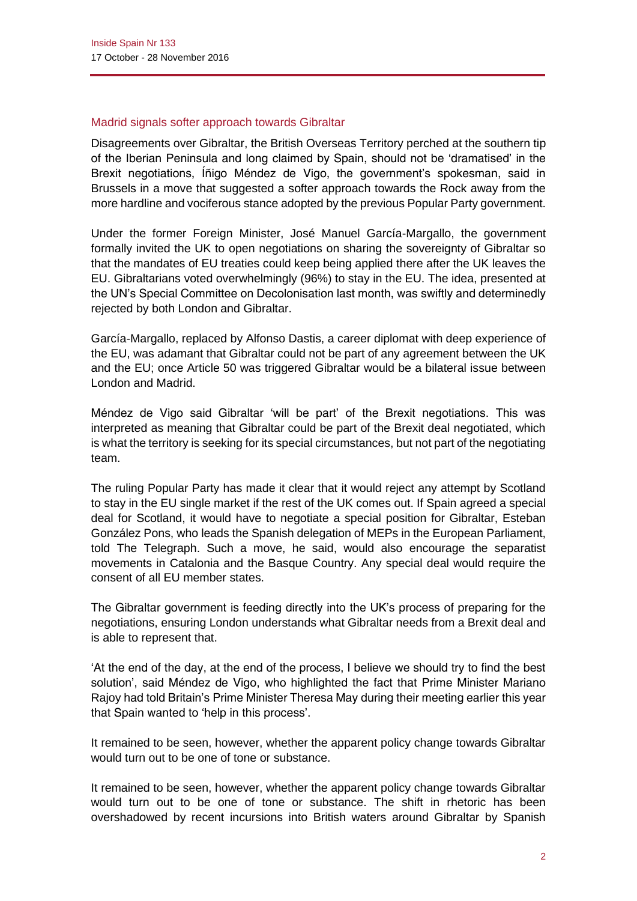## Madrid signals softer approach towards Gibraltar

Disagreements over Gibraltar, the British Overseas Territory perched at the southern tip of the Iberian Peninsula and long claimed by Spain, should not be 'dramatised' in the Brexit negotiations, Íñigo Méndez de Vigo, the government's spokesman, said in Brussels in a move that suggested a softer approach towards the Rock away from the more hardline and vociferous stance adopted by the previous Popular Party government.

Under the former Foreign Minister, José Manuel García-Margallo, the government formally invited the UK to open negotiations on sharing the sovereignty of Gibraltar so that the mandates of EU treaties could keep being applied there after the UK leaves the EU. Gibraltarians voted overwhelmingly (96%) to stay in the EU. The idea, presented at the UN's Special Committee on Decolonisation last month, was swiftly and determinedly rejected by both London and Gibraltar.

García-Margallo, replaced by Alfonso Dastis, a career diplomat with deep experience of the EU, was adamant that Gibraltar could not be part of any agreement between the UK and the EU; once Article 50 was triggered Gibraltar would be a bilateral issue between London and Madrid.

Méndez de Vigo said Gibraltar 'will be part' of the Brexit negotiations. This was interpreted as meaning that Gibraltar could be part of the Brexit deal negotiated, which is what the territory is seeking for its special circumstances, but not part of the negotiating team.

The ruling Popular Party has made it clear that it would reject any attempt by Scotland to stay in the EU single market if the rest of the UK comes out. If Spain agreed a special deal for Scotland, it would have to negotiate a special position for Gibraltar, Esteban González Pons, who leads the Spanish delegation of MEPs in the European Parliament, told The Telegraph. Such a move, he said, would also encourage the separatist movements in Catalonia and the Basque Country. Any special deal would require the consent of all EU member states.

The Gibraltar government is feeding directly into the UK's process of preparing for the negotiations, ensuring London understands what Gibraltar needs from a Brexit deal and is able to represent that.

'At the end of the day, at the end of the process, I believe we should try to find the best solution', said Méndez de Vigo, who highlighted the fact that Prime Minister Mariano Rajoy had told Britain's Prime Minister Theresa May during their meeting earlier this year that Spain wanted to 'help in this process'.

It remained to be seen, however, whether the apparent policy change towards Gibraltar would turn out to be one of tone or substance.

It remained to be seen, however, whether the apparent policy change towards Gibraltar would turn out to be one of tone or substance. The shift in rhetoric has been overshadowed by recent incursions into British waters around Gibraltar by Spanish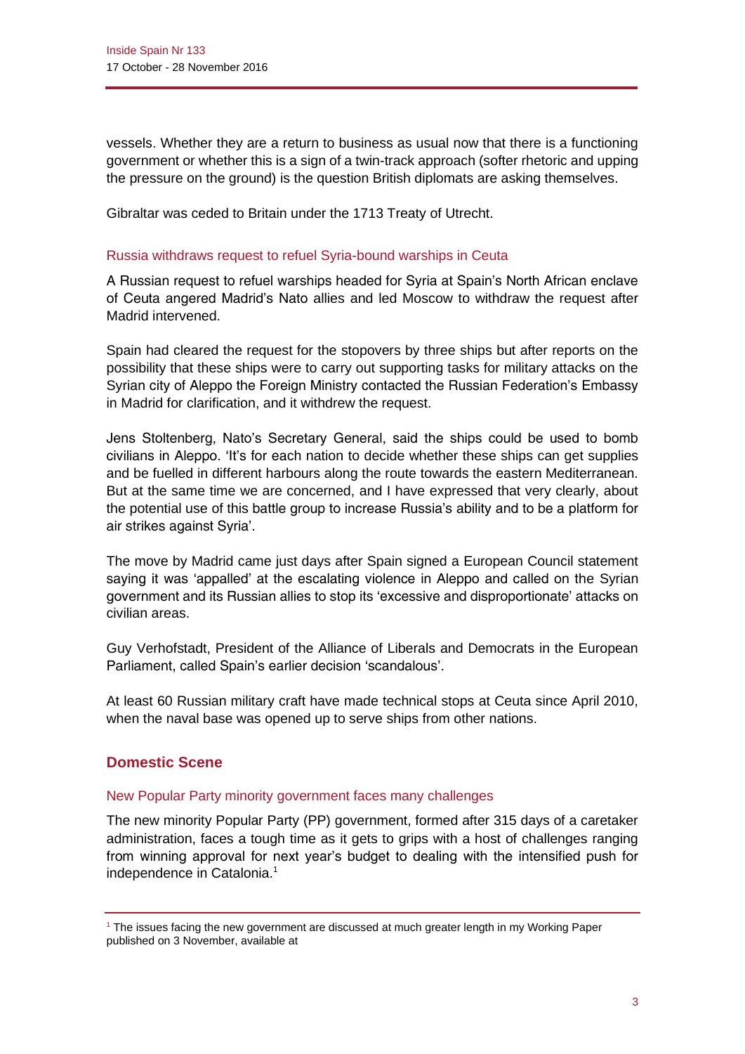vessels. Whether they are a return to business as usual now that there is a functioning government or whether this is a sign of a twin-track approach (softer rhetoric and upping the pressure on the ground) is the question British diplomats are asking themselves.

Gibraltar was ceded to Britain under the 1713 Treaty of Utrecht.

### Russia withdraws request to refuel Syria-bound warships in Ceuta

A Russian request to refuel warships headed for Syria at Spain's North African enclave of Ceuta angered Madrid's Nato allies and led Moscow to withdraw the request after Madrid intervened.

Spain had cleared the request for the stopovers by three ships but after reports on the possibility that these ships were to carry out supporting tasks for military attacks on the Syrian city of Aleppo the Foreign Ministry contacted the Russian Federation's Embassy in Madrid for clarification, and it withdrew the request.

Jens Stoltenberg, Nato's Secretary General, said the ships could be used to bomb civilians in Aleppo. 'It's for each nation to decide whether these ships can get supplies and be fuelled in different harbours along the route towards the eastern Mediterranean. But at the same time we are concerned, and I have expressed that very clearly, about the potential use of this battle group to increase Russia's ability and to be a platform for air strikes against Syria'.

The move by Madrid came just days after Spain signed a European Council statement saying it was 'appalled' at the escalating violence in Aleppo and called on the Syrian government and its Russian allies to stop its 'excessive and disproportionate' attacks on civilian areas.

Guy Verhofstadt, President of the Alliance of Liberals and Democrats in the European Parliament, called Spain's earlier decision 'scandalous'.

At least 60 Russian military craft have made technical stops at Ceuta since April 2010, when the naval base was opened up to serve ships from other nations.

## Domestic Scene

### New Popular Party minority government faces many challenges

The new minority Popular Party (PP) government, formed after 315 days of a caretaker administration, faces a tough time as it gets to grips with a host of challenges ranging from winning approval for next year's budget to dealing with the intensified push for independence in Catalonia.[1]

[1] The issues facing the new government are discussed at much greater length in my Working Paper published on 3 November, available at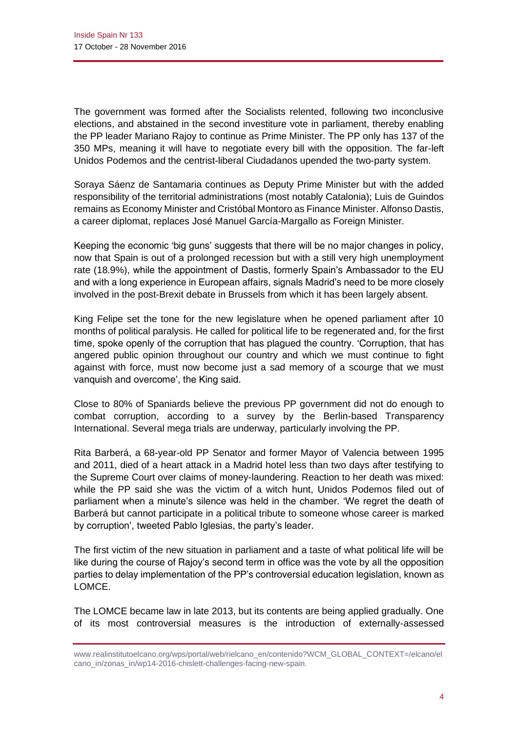The government was formed after the Socialists relented, following two inconclusive elections, and abstained in the second investiture vote in parliament, thereby enabling the PP leader Mariano Rajoy to continue as Prime Minister. The PP only has 137 of the 350 MPs, meaning it will have to negotiate every bill with the opposition. The far-left Unidos Podemos and the centrist-liberal Ciudadanos upended the two-party system.

Soraya Sáenz de Santamaria continues as Deputy Prime Minister but with the added responsibility of the territorial administrations (most notably Catalonia); Luis de Guindos remains as Economy Minister and Cristóbal Montoro as Finance Minister. Alfonso Dastis, a career diplomat, replaces José Manuel García-Margallo as Foreign Minister.

Keeping the economic 'big guns' suggests that there will be no major changes in policy, now that Spain is out of a prolonged recession but with a still very high unemployment rate (18.9%), while the appointment of Dastis, formerly Spain's Ambassador to the EU and with a long experience in European affairs, signals Madrid's need to be more closely involved in the post-Brexit debate in Brussels from which it has been largely absent.

King Felipe set the tone for the new legislature when he opened parliament after 10 months of political paralysis. He called for political life to be regenerated and, for the first time, spoke openly of the corruption that has plagued the country. 'Corruption, that has angered public opinion throughout our country and which we must continue to fight against with force, must now become just a sad memory of a scourge that we must vanquish and overcome', the King said.

Close to 80% of Spaniards believe the previous PP government did not do enough to combat corruption, according to a survey by the Berlin-based Transparency International. Several mega trials are underway, particularly involving the PP.

Rita Barberá, a 68-year-old PP Senator and former Mayor of Valencia between 1995 and 2011, died of a heart attack in a Madrid hotel less than two days after testifying to the Supreme Court over claims of money-laundering. Reaction to her death was mixed: while the PP said she was the victim of a witch hunt, Unidos Podemos filed out of parliament when a minute's silence was held in the chamber. 'We regret the death of Barberá but cannot participate in a political tribute to someone whose career is marked by corruption', tweeted Pablo Iglesias, the party's leader.

The first victim of the new situation in parliament and a taste of what political life will be like during the course of Rajoy's second term in office was the vote by all the opposition parties to delay implementation of the PP's controversial education legislation, known as LOMCE.

The LOMCE became law in late 2013, but its contents are being applied gradually. One of its most controversial measures is the introduction of externally-assessed

www.realinstitutoelcano.org/wps/portal/web/rielcano_en/contenido?WCM_GLOBAL_CONTEXT=/elcano/elcano_in/zonas_in/wp14-2016-chislett-challenges-facing-new-spain.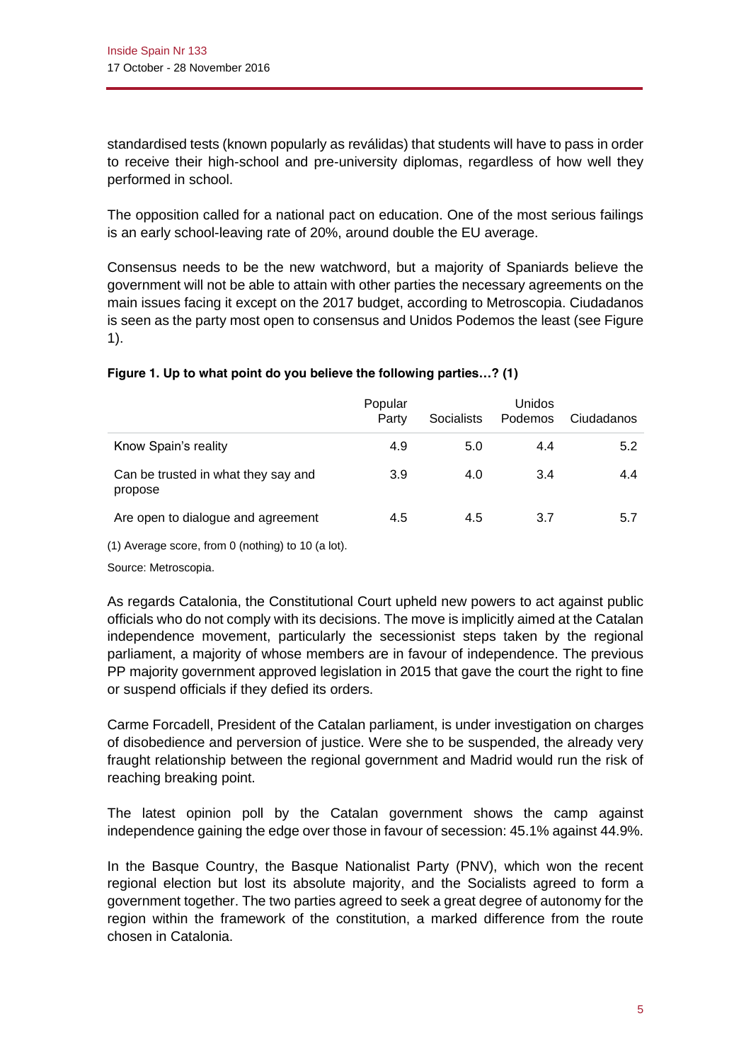standardised tests (known popularly as reválidas) that students will have to pass in order to receive their high-school and pre-university diplomas, regardless of how well they performed in school.

The opposition called for a national pact on education. One of the most serious failings is an early school-leaving rate of 20%, around double the EU average.

Consensus needs to be the new watchword, but a majority of Spaniards believe the government will not be able to attain with other parties the necessary agreements on the main issues facing it except on the 2017 budget, according to Metroscopia. Ciudadanos is seen as the party most open to consensus and Unidos Podemos the least (see Figure 1).

**Figure 1. Up to what point do you believe the following parties…? (1)**

| | Popular Party | Socialists | Unidos Podemos | Ciudadanos |
|---|---|---|---|---|
| Know Spain's reality | 4.9 | 5.0 | 4.4 | 5.2 |
| Can be trusted in what they say and propose | 3.9 | 4.0 | 3.4 | 4.4 |
| Are open to dialogue and agreement | 4.5 | 4.5 | 3.7 | 5.7 |

(1) Average score, from 0 (nothing) to 10 (a lot).

Source: Metroscopia.

As regards Catalonia, the Constitutional Court upheld new powers to act against public officials who do not comply with its decisions. The move is implicitly aimed at the Catalan independence movement, particularly the secessionist steps taken by the regional parliament, a majority of whose members are in favour of independence. The previous PP majority government approved legislation in 2015 that gave the court the right to fine or suspend officials if they defied its orders.

Carme Forcadell, President of the Catalan parliament, is under investigation on charges of disobedience and perversion of justice. Were she to be suspended, the already very fraught relationship between the regional government and Madrid would run the risk of reaching breaking point.

The latest opinion poll by the Catalan government shows the camp against independence gaining the edge over those in favour of secession: 45.1% against 44.9%.

In the Basque Country, the Basque Nationalist Party (PNV), which won the recent regional election but lost its absolute majority, and the Socialists agreed to form a government together. The two parties agreed to seek a great degree of autonomy for the region within the framework of the constitution, a marked difference from the route chosen in Catalonia.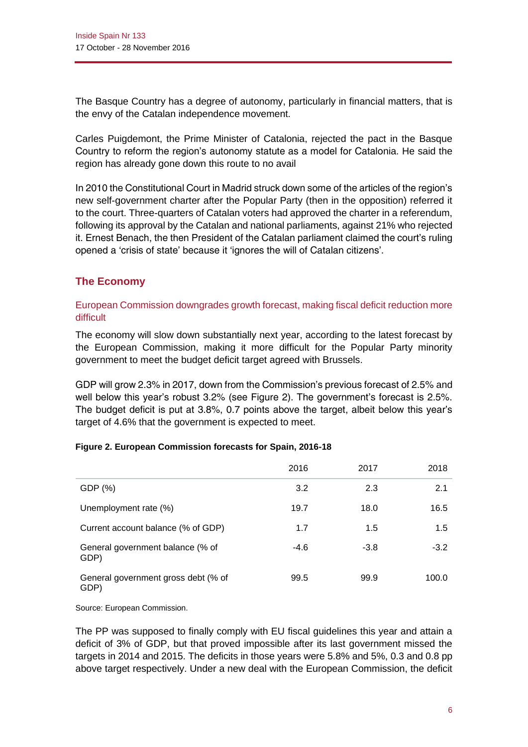The Basque Country has a degree of autonomy, particularly in financial matters, that is the envy of the Catalan independence movement.

Carles Puigdemont, the Prime Minister of Catalonia, rejected the pact in the Basque Country to reform the region's autonomy statute as a model for Catalonia. He said the region has already gone down this route to no avail

In 2010 the Constitutional Court in Madrid struck down some of the articles of the region's new self-government charter after the Popular Party (then in the opposition) referred it to the court. Three-quarters of Catalan voters had approved the charter in a referendum, following its approval by the Catalan and national parliaments, against 21% who rejected it. Ernest Benach, the then President of the Catalan parliament claimed the court's ruling opened a 'crisis of state' because it 'ignores the will of Catalan citizens'.

## The Economy

### European Commission downgrades growth forecast, making fiscal deficit reduction more difficult

The economy will slow down substantially next year, according to the latest forecast by the European Commission, making it more difficult for the Popular Party minority government to meet the budget deficit target agreed with Brussels.

GDP will grow 2.3% in 2017, down from the Commission's previous forecast of 2.5% and well below this year's robust 3.2% (see Figure 2). The government's forecast is 2.5%. The budget deficit is put at 3.8%, 0.7 points above the target, albeit below this year's target of 4.6% that the government is expected to meet.

**Figure 2. European Commission forecasts for Spain, 2016-18**

| | 2016 | 2017 | 2018 |
|---|---|---|---|
| GDP (%) | 3.2 | 2.3 | 2.1 |
| Unemployment rate (%) | 19.7 | 18.0 | 16.5 |
| Current account balance (% of GDP) | 1.7 | 1.5 | 1.5 |
| General government balance (% of GDP) | -4.6 | -3.8 | -3.2 |
| General government gross debt (% of GDP) | 99.5 | 99.9 | 100.0 |

Source: European Commission.

The PP was supposed to finally comply with EU fiscal guidelines this year and attain a deficit of 3% of GDP, but that proved impossible after its last government missed the targets in 2014 and 2015. The deficits in those years were 5.8% and 5%, 0.3 and 0.8 pp above target respectively. Under a new deal with the European Commission, the deficit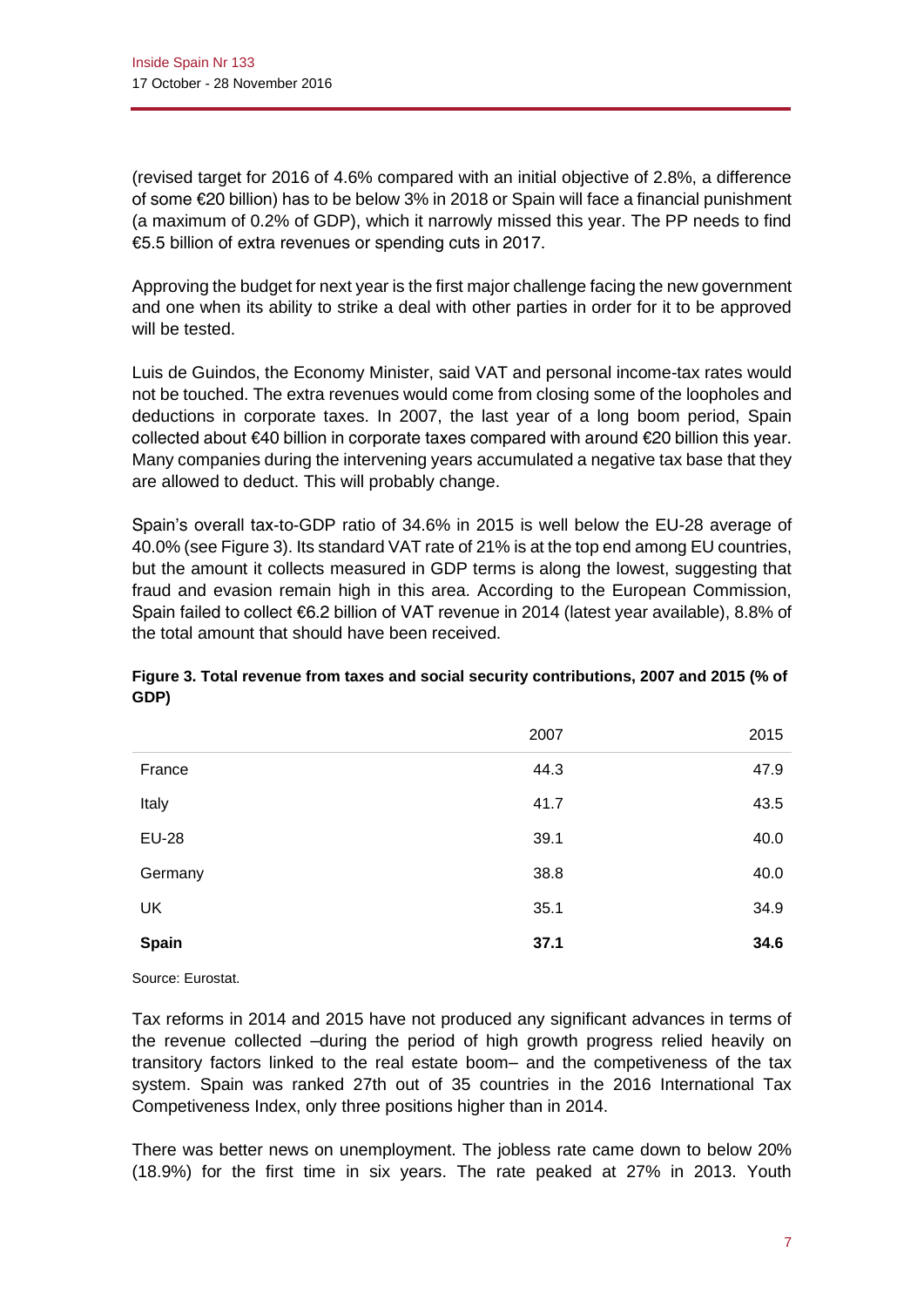(revised target for 2016 of 4.6% compared with an initial objective of 2.8%, a difference of some €20 billion) has to be below 3% in 2018 or Spain will face a financial punishment (a maximum of 0.2% of GDP), which it narrowly missed this year. The PP needs to find €5.5 billion of extra revenues or spending cuts in 2017.

Approving the budget for next year is the first major challenge facing the new government and one when its ability to strike a deal with other parties in order for it to be approved will be tested.

Luis de Guindos, the Economy Minister, said VAT and personal income-tax rates would not be touched. The extra revenues would come from closing some of the loopholes and deductions in corporate taxes. In 2007, the last year of a long boom period, Spain collected about €40 billion in corporate taxes compared with around €20 billion this year. Many companies during the intervening years accumulated a negative tax base that they are allowed to deduct. This will probably change.

Spain's overall tax-to-GDP ratio of 34.6% in 2015 is well below the EU-28 average of 40.0% (see Figure 3). Its standard VAT rate of 21% is at the top end among EU countries, but the amount it collects measured in GDP terms is along the lowest, suggesting that fraud and evasion remain high in this area. According to the European Commission, Spain failed to collect €6.2 billion of VAT revenue in 2014 (latest year available), 8.8% of the total amount that should have been received.

**Figure 3. Total revenue from taxes and social security contributions, 2007 and 2015 (% of GDP)**

| | 2007 | 2015 |
|---|---|---|
| France | 44.3 | 47.9 |
| Italy | 41.7 | 43.5 |
| EU-28 | 39.1 | 40.0 |
| Germany | 38.8 | 40.0 |
| UK | 35.1 | 34.9 |
| **Spain** | **37.1** | **34.6** |

Source: Eurostat.

Tax reforms in 2014 and 2015 have not produced any significant advances in terms of the revenue collected –during the period of high growth progress relied heavily on transitory factors linked to the real estate boom– and the competiveness of the tax system. Spain was ranked 27th out of 35 countries in the 2016 International Tax Competiveness Index, only three positions higher than in 2014.

There was better news on unemployment. The jobless rate came down to below 20% (18.9%) for the first time in six years. The rate peaked at 27% in 2013. Youth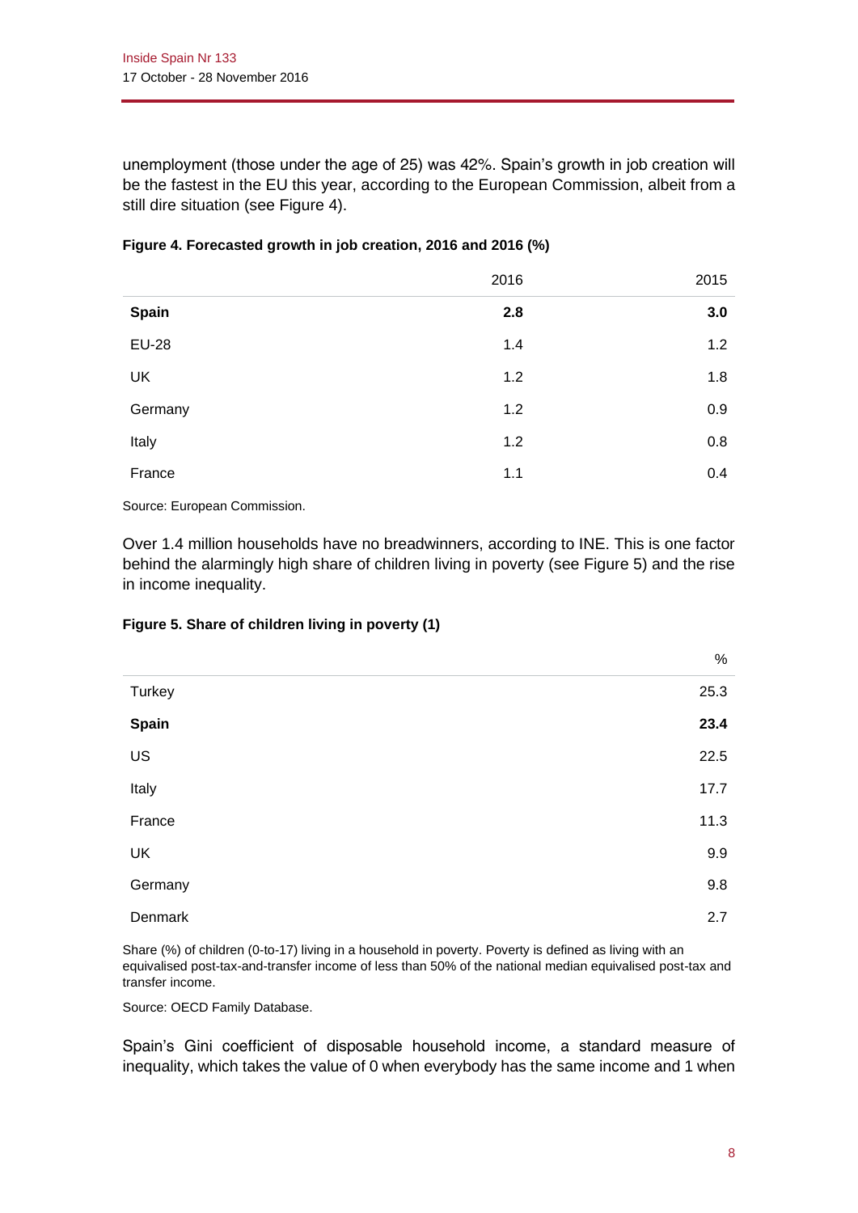unemployment (those under the age of 25) was 42%. Spain's growth in job creation will be the fastest in the EU this year, according to the European Commission, albeit from a still dire situation (see Figure 4).

**Figure 4. Forecasted growth in job creation, 2016 and 2016 (%)**

| | 2016 | 2015 |
|---|---|---|
| **Spain** | **2.8** | **3.0** |
| EU-28 | 1.4 | 1.2 |
| UK | 1.2 | 1.8 |
| Germany | 1.2 | 0.9 |
| Italy | 1.2 | 0.8 |
| France | 1.1 | 0.4 |

Source: European Commission.

Over 1.4 million households have no breadwinners, according to INE. This is one factor behind the alarmingly high share of children living in poverty (see Figure 5) and the rise in income inequality.

**Figure 5. Share of children living in poverty (1)**

| | % |
|---|---|
| Turkey | 25.3 |
| **Spain** | **23.4** |
| US | 22.5 |
| Italy | 17.7 |
| France | 11.3 |
| UK | 9.9 |
| Germany | 9.8 |
| Denmark | 2.7 |

Share (%) of children (0-to-17) living in a household in poverty. Poverty is defined as living with an equivalised post-tax-and-transfer income of less than 50% of the national median equivalised post-tax and transfer income.

Source: OECD Family Database.

Spain's Gini coefficient of disposable household income, a standard measure of inequality, which takes the value of 0 when everybody has the same income and 1 when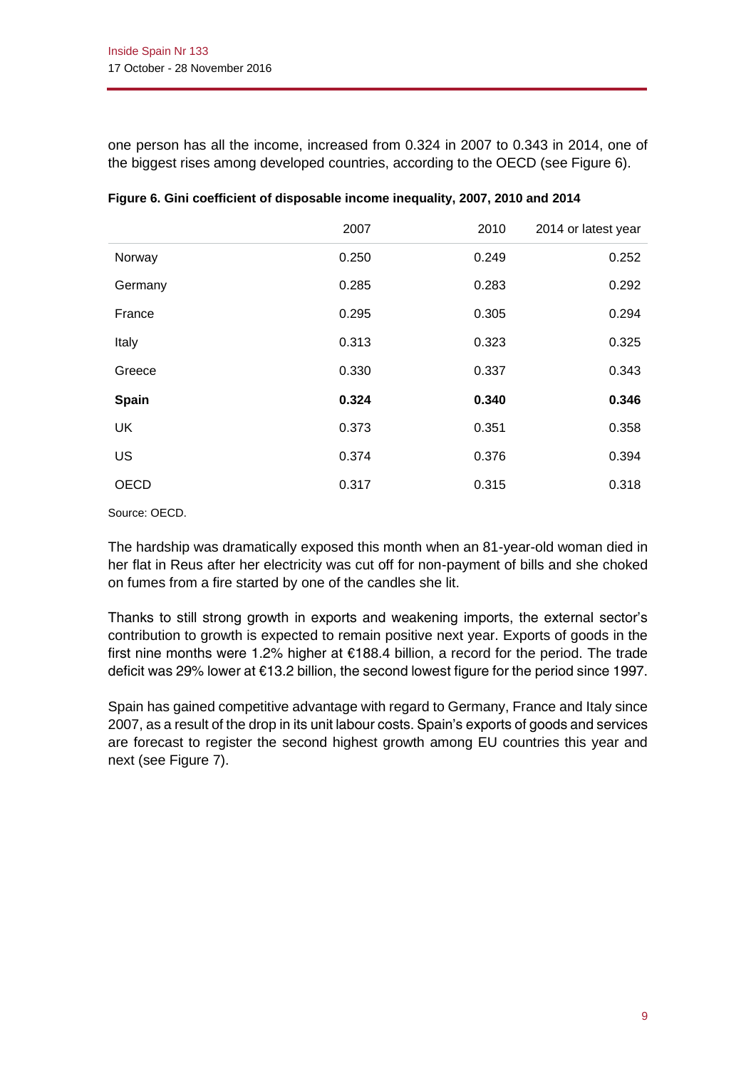one person has all the income, increased from 0.324 in 2007 to 0.343 in 2014, one of the biggest rises among developed countries, according to the OECD (see Figure 6).

**Figure 6. Gini coefficient of disposable income inequality, 2007, 2010 and 2014**

| | 2007 | 2010 | 2014 or latest year |
|---|---|---|---|
| Norway | 0.250 | 0.249 | 0.252 |
| Germany | 0.285 | 0.283 | 0.292 |
| France | 0.295 | 0.305 | 0.294 |
| Italy | 0.313 | 0.323 | 0.325 |
| Greece | 0.330 | 0.337 | 0.343 |
| **Spain** | **0.324** | **0.340** | **0.346** |
| UK | 0.373 | 0.351 | 0.358 |
| US | 0.374 | 0.376 | 0.394 |
| OECD | 0.317 | 0.315 | 0.318 |

Source: OECD.

The hardship was dramatically exposed this month when an 81-year-old woman died in her flat in Reus after her electricity was cut off for non-payment of bills and she choked on fumes from a fire started by one of the candles she lit.

Thanks to still strong growth in exports and weakening imports, the external sector's contribution to growth is expected to remain positive next year. Exports of goods in the first nine months were 1.2% higher at €188.4 billion, a record for the period. The trade deficit was 29% lower at €13.2 billion, the second lowest figure for the period since 1997.

Spain has gained competitive advantage with regard to Germany, France and Italy since 2007, as a result of the drop in its unit labour costs. Spain's exports of goods and services are forecast to register the second highest growth among EU countries this year and next (see Figure 7).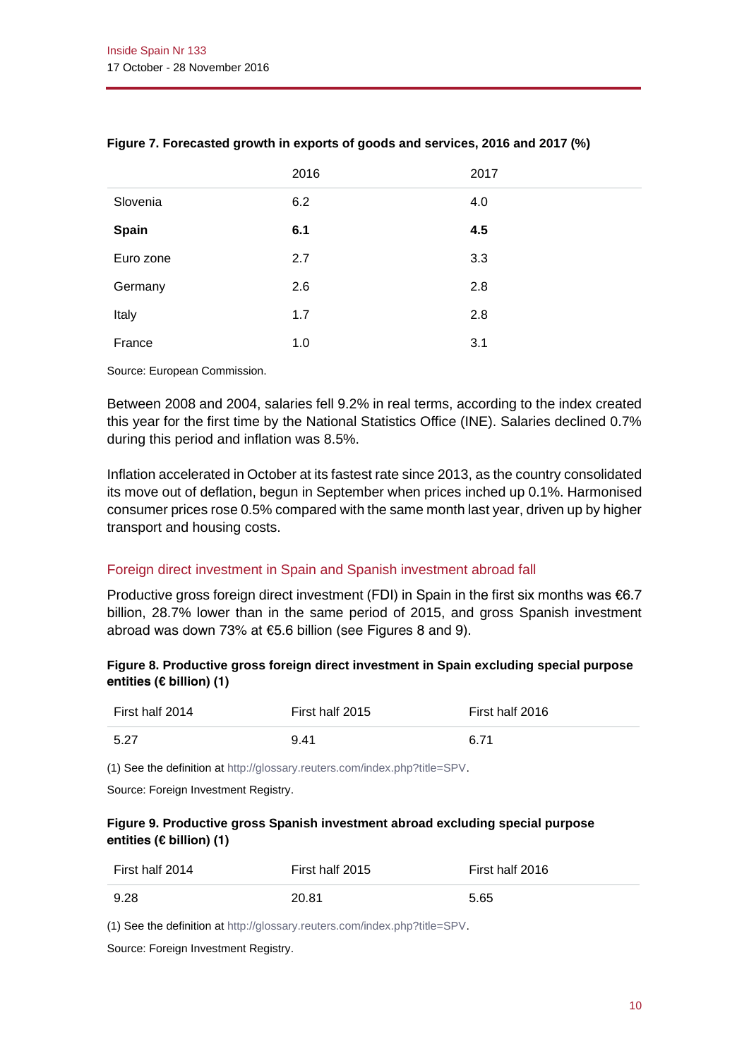**Figure 7. Forecasted growth in exports of goods and services, 2016 and 2017 (%)**

| | 2016 | 2017 |
|---|---|---|
| Slovenia | 6.2 | 4.0 |
| **Spain** | **6.1** | **4.5** |
| Euro zone | 2.7 | 3.3 |
| Germany | 2.6 | 2.8 |
| Italy | 1.7 | 2.8 |
| France | 1.0 | 3.1 |

Source: European Commission.

Between 2008 and 2004, salaries fell 9.2% in real terms, according to the index created this year for the first time by the National Statistics Office (INE). Salaries declined 0.7% during this period and inflation was 8.5%.

Inflation accelerated in October at its fastest rate since 2013, as the country consolidated its move out of deflation, begun in September when prices inched up 0.1%. Harmonised consumer prices rose 0.5% compared with the same month last year, driven up by higher transport and housing costs.

## Foreign direct investment in Spain and Spanish investment abroad fall

Productive gross foreign direct investment (FDI) in Spain in the first six months was €6.7 billion, 28.7% lower than in the same period of 2015, and gross Spanish investment abroad was down 73% at €5.6 billion (see Figures 8 and 9).

**Figure 8. Productive gross foreign direct investment in Spain excluding special purpose entities (€ billion) (1)**

| First half 2014 | First half 2015 | First half 2016 |
|---|---|---|
| 5.27 | 9.41 | 6.71 |

(1) See the definition at http://glossary.reuters.com/index.php?title=SPV.

Source: Foreign Investment Registry.

**Figure 9. Productive gross Spanish investment abroad excluding special purpose entities (€ billion) (1)**

| First half 2014 | First half 2015 | First half 2016 |
|---|---|---|
| 9.28 | 20.81 | 5.65 |

(1) See the definition at http://glossary.reuters.com/index.php?title=SPV.

Source: Foreign Investment Registry.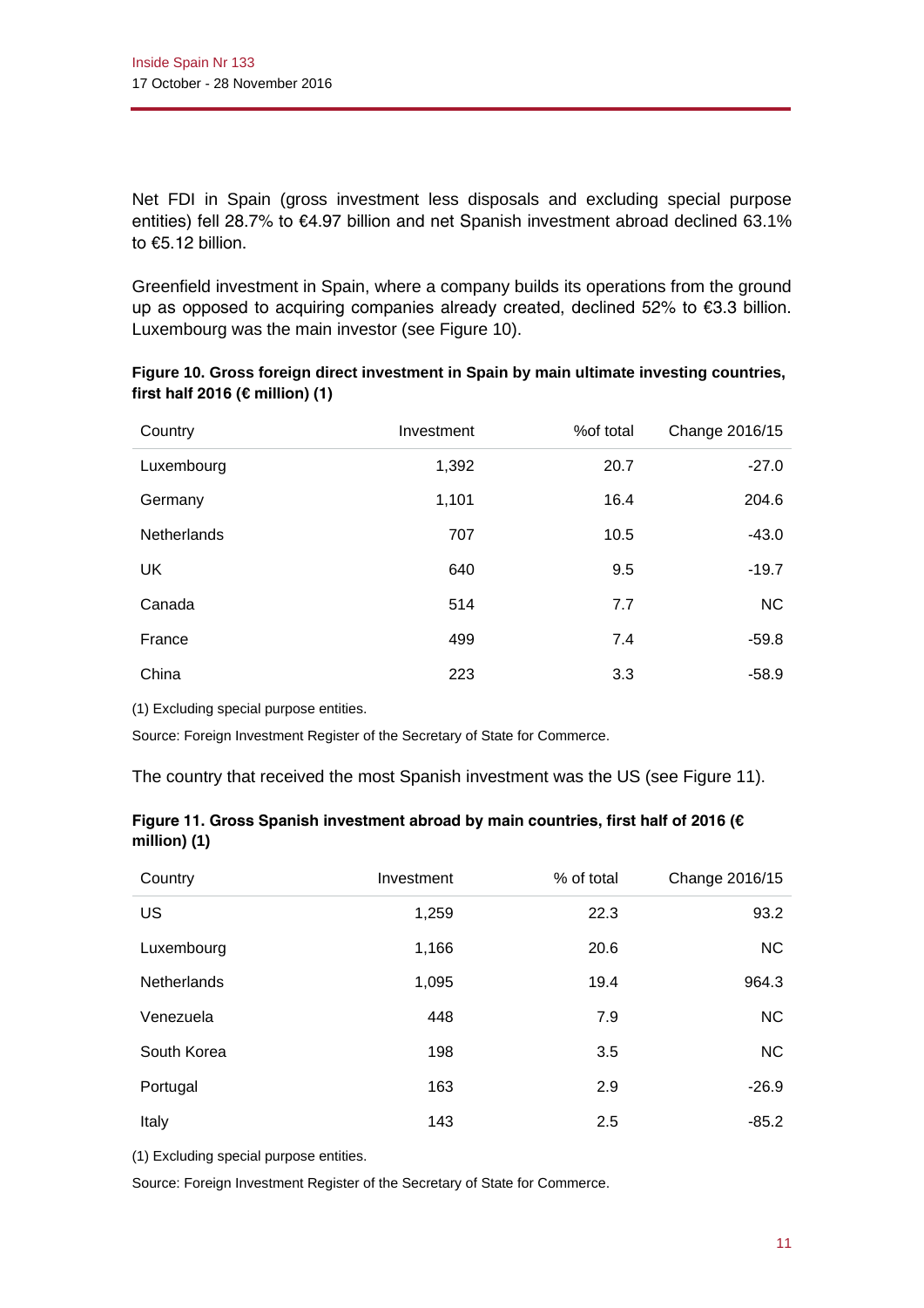Net FDI in Spain (gross investment less disposals and excluding special purpose entities) fell 28.7% to €4.97 billion and net Spanish investment abroad declined 63.1% to €5.12 billion.

Greenfield investment in Spain, where a company builds its operations from the ground up as opposed to acquiring companies already created, declined 52% to €3.3 billion. Luxembourg was the main investor (see Figure 10).

**Figure 10. Gross foreign direct investment in Spain by main ultimate investing countries, first half 2016 (€ million) (1)**

| Country | Investment | %of total | Change 2016/15 |
|---|---|---|---|
| Luxembourg | 1,392 | 20.7 | -27.0 |
| Germany | 1,101 | 16.4 | 204.6 |
| Netherlands | 707 | 10.5 | -43.0 |
| UK | 640 | 9.5 | -19.7 |
| Canada | 514 | 7.7 | NC |
| France | 499 | 7.4 | -59.8 |
| China | 223 | 3.3 | -58.9 |

(1) Excluding special purpose entities.

Source: Foreign Investment Register of the Secretary of State for Commerce.

The country that received the most Spanish investment was the US (see Figure 11).

**Figure 11. Gross Spanish investment abroad by main countries, first half of 2016 (€ million) (1)**

| Country | Investment | % of total | Change 2016/15 |
|---|---|---|---|
| US | 1,259 | 22.3 | 93.2 |
| Luxembourg | 1,166 | 20.6 | NC |
| Netherlands | 1,095 | 19.4 | 964.3 |
| Venezuela | 448 | 7.9 | NC |
| South Korea | 198 | 3.5 | NC |
| Portugal | 163 | 2.9 | -26.9 |
| Italy | 143 | 2.5 | -85.2 |

(1) Excluding special purpose entities.

Source: Foreign Investment Register of the Secretary of State for Commerce.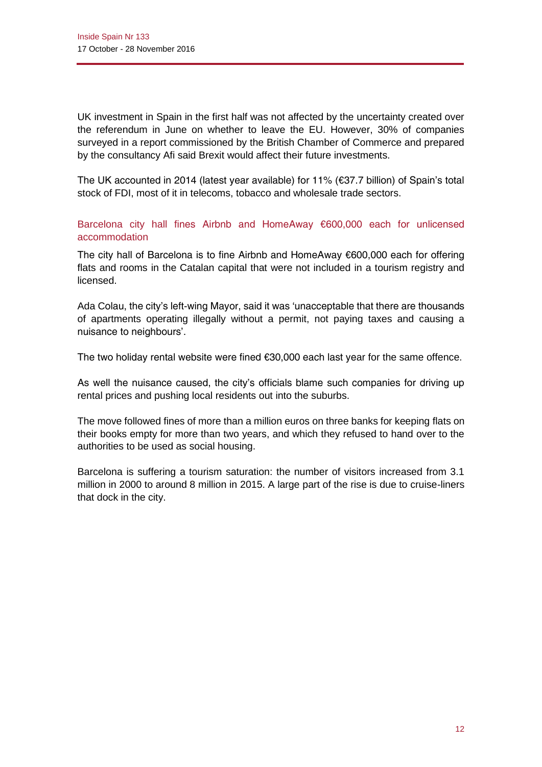UK investment in Spain in the first half was not affected by the uncertainty created over the referendum in June on whether to leave the EU. However, 30% of companies surveyed in a report commissioned by the British Chamber of Commerce and prepared by the consultancy Afi said Brexit would affect their future investments.

The UK accounted in 2014 (latest year available) for 11% (€37.7 billion) of Spain's total stock of FDI, most of it in telecoms, tobacco and wholesale trade sectors.

## Barcelona city hall fines Airbnb and HomeAway €600,000 each for unlicensed accommodation

The city hall of Barcelona is to fine Airbnb and HomeAway €600,000 each for offering flats and rooms in the Catalan capital that were not included in a tourism registry and licensed.

Ada Colau, the city's left-wing Mayor, said it was 'unacceptable that there are thousands of apartments operating illegally without a permit, not paying taxes and causing a nuisance to neighbours'.

The two holiday rental website were fined €30,000 each last year for the same offence.

As well the nuisance caused, the city's officials blame such companies for driving up rental prices and pushing local residents out into the suburbs.

The move followed fines of more than a million euros on three banks for keeping flats on their books empty for more than two years, and which they refused to hand over to the authorities to be used as social housing.

Barcelona is suffering a tourism saturation: the number of visitors increased from 3.1 million in 2000 to around 8 million in 2015. A large part of the rise is due to cruise-liners that dock in the city.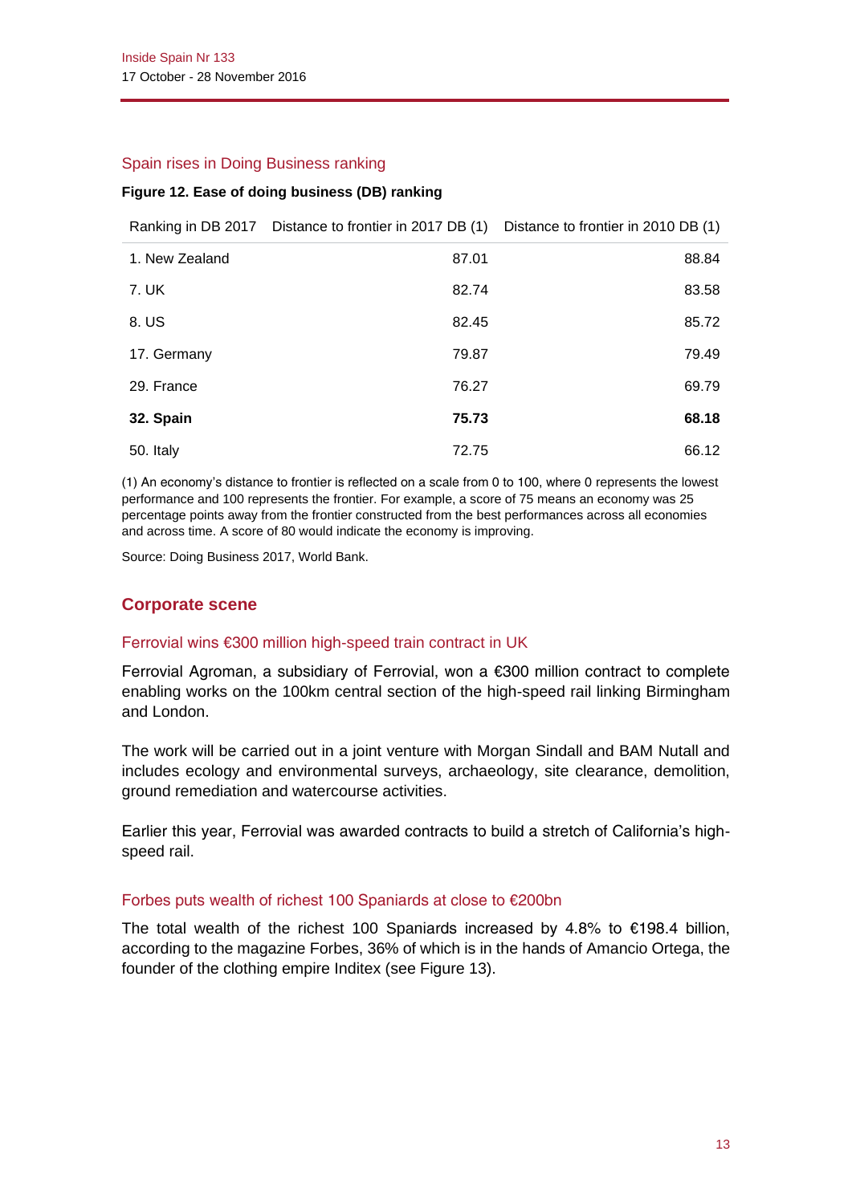### Spain rises in Doing Business ranking

**Figure 12. Ease of doing business (DB) ranking**

| Ranking in DB 2017 | Distance to frontier in 2017 DB (1) | Distance to frontier in 2010 DB (1) |
|---|---|---|
| 1. New Zealand | 87.01 | 88.84 |
| 7. UK | 82.74 | 83.58 |
| 8. US | 82.45 | 85.72 |
| 17. Germany | 79.87 | 79.49 |
| 29. France | 76.27 | 69.79 |
| **32. Spain** | **75.73** | **68.18** |
| 50. Italy | 72.75 | 66.12 |

(1) An economy's distance to frontier is reflected on a scale from 0 to 100, where 0 represents the lowest performance and 100 represents the frontier. For example, a score of 75 means an economy was 25 percentage points away from the frontier constructed from the best performances across all economies and across time. A score of 80 would indicate the economy is improving.

Source: Doing Business 2017, World Bank.

## Corporate scene

### Ferrovial wins €300 million high-speed train contract in UK

Ferrovial Agroman, a subsidiary of Ferrovial, won a €300 million contract to complete enabling works on the 100km central section of the high-speed rail linking Birmingham and London.

The work will be carried out in a joint venture with Morgan Sindall and BAM Nutall and includes ecology and environmental surveys, archaeology, site clearance, demolition, ground remediation and watercourse activities.

Earlier this year, Ferrovial was awarded contracts to build a stretch of California's high-speed rail.

### Forbes puts wealth of richest 100 Spaniards at close to €200bn

The total wealth of the richest 100 Spaniards increased by 4.8% to €198.4 billion, according to the magazine Forbes, 36% of which is in the hands of Amancio Ortega, the founder of the clothing empire Inditex (see Figure 13).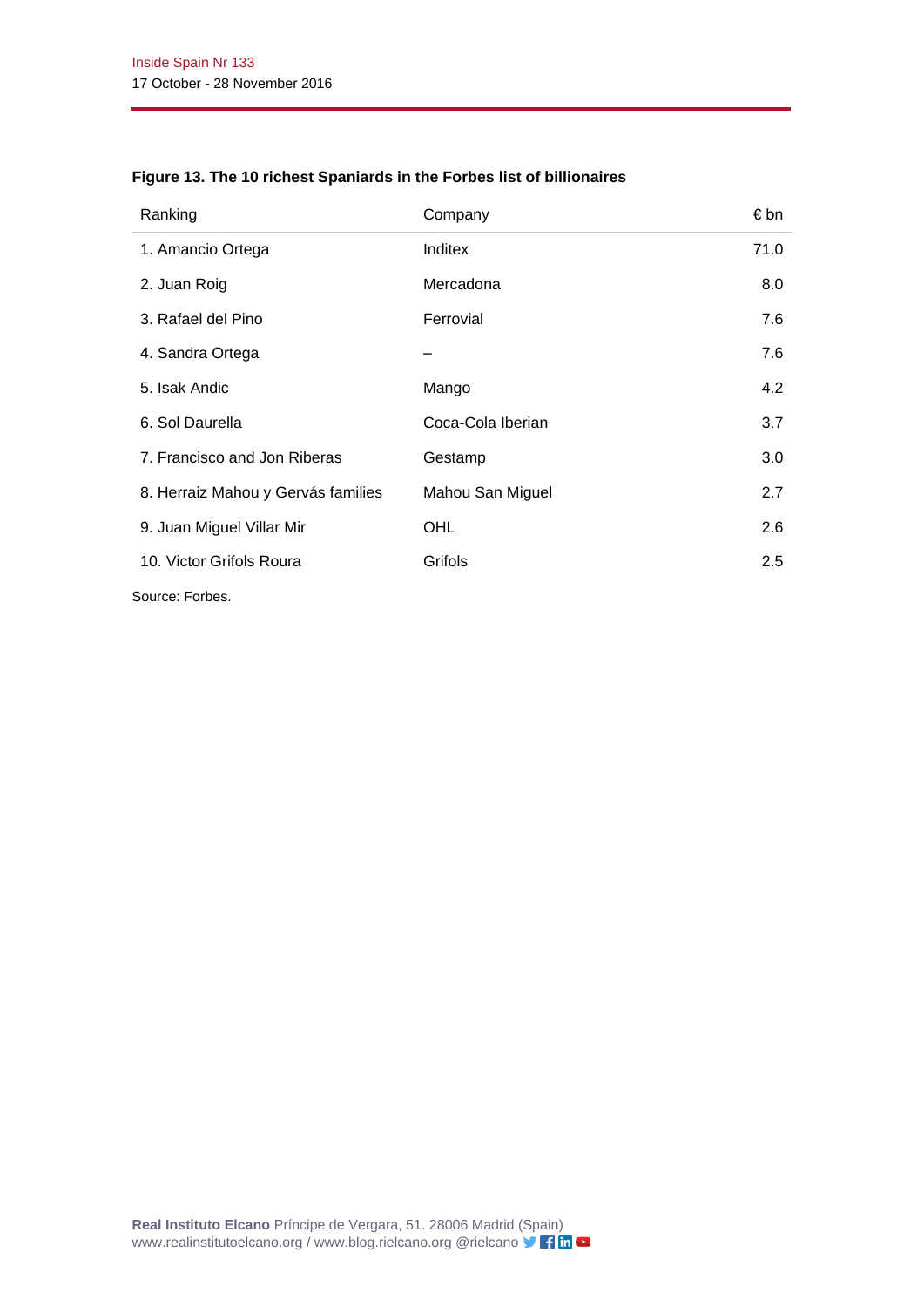**Figure 13. The 10 richest Spaniards in the Forbes list of billionaires**

| Ranking | Company | € bn |
|---|---|---|
| 1. Amancio Ortega | Inditex | 71.0 |
| 2. Juan Roig | Mercadona | 8.0 |
| 3. Rafael del Pino | Ferrovial | 7.6 |
| 4. Sandra Ortega | – | 7.6 |
| 5. Isak Andic | Mango | 4.2 |
| 6. Sol Daurella | Coca-Cola Iberian | 3.7 |
| 7. Francisco and Jon Riberas | Gestamp | 3.0 |
| 8. Herraiz Mahou y Gervás families | Mahou San Miguel | 2.7 |
| 9. Juan Miguel Villar Mir | OHL | 2.6 |
| 10. Victor Grifols Roura | Grifols | 2.5 |

Source: Forbes.